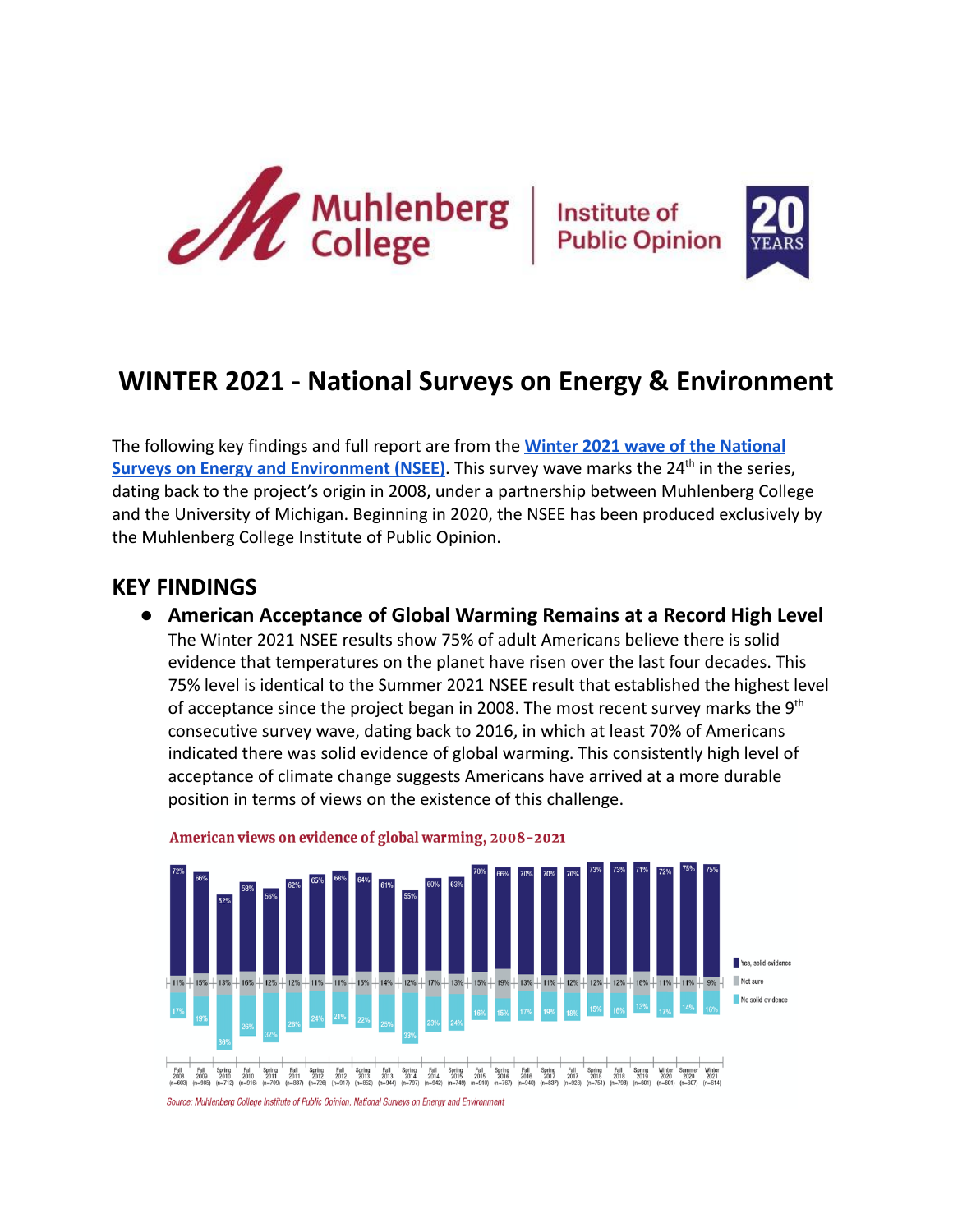# WINTER 2021 - National Surveys on Energy & Environment

The following key findings and full report are from the **Winter 2021 wave of the National Surveys on Energy and Environment (NSEE)**. This survey wave marks the 24th in the series, dating back to the project's origin in 2008, under a partnership between Muhlenberg College and the University of Michigan. Beginning in 2020, the NSEE has been produced exclusively by the Muhlenberg College Institute of Public Opinion.

## KEY FINDINGS

- **American Acceptance of Global Warming Remains at a Record High Level**
  The Winter 2021 NSEE results show 75% of adult Americans believe there is solid evidence that temperatures on the planet have risen over the last four decades. This 75% level is identical to the Summer 2021 NSEE result that established the highest level of acceptance since the project began in 2008. The most recent survey marks the 9th consecutive survey wave, dating back to 2016, in which at least 70% of Americans indicated there was solid evidence of global warming. This consistently high level of acceptance of climate change suggests Americans have arrived at a more durable position in terms of views on the existence of this challenge.

**American views on evidence of global warming, 2008-2021**

| Survey | Yes, solid evidence | Not sure | No solid evidence |
|---|---|---|---|
| Fall 2008 (n=603) | 72% | 11% | 17% |
| Fall 2009 (n=985) | 66% | 15% | 19% |
| Spring 2010 (n=712) | 52% | 13% | 36% |
| Fall 2010 (n=916) | 58% | 16% | 26% |
| Spring 2011 (n=709) | 56% | 12% | 32% |
| Fall 2011 (n=887) | 62% | 12% | 26% |
| Spring 2012 (n=726) | 65% | 11% | 24% |
| Fall 2012 (n=917) | 68% | 11% | 21% |
| Spring 2013 (n=852) | 64% | 15% | 22% |
| Fall 2013 (n=944) | 61% | 14% | 25% |
| Spring 2014 (n=797) | 55% | 12% | 33% |
| Fall 2014 (n=942) | 60% | 17% | 23% |
| Spring 2015 (n=749) | 63% | 13% | 24% |
| Fall 2015 (n=910) | 70% | 15% | 16% |
| Spring 2016 (n=767) | 66% | 19% | 15% |
| Fall 2016 (n=940) | 70% | 13% | 17% |
| Spring 2017 (n=837) | 70% | 11% | 19% |
| Fall 2017 (n=928) | 70% | 12% | 18% |
| Spring 2018 (n=751) | 73% | 12% | 15% |
| Fall 2018 (n=798) | 73% | 12% | 16% |
| Spring 2019 (n=801) | 71% | 16% | 13% |
| Winter 2020 (n=601) | 72% | 11% | 17% |
| Summer 2020 (n=607) | 75% | 11% | 14% |
| Winter 2021 (n=614) | 75% | 9% | 16% |

*Source: Muhlenberg College Institute of Public Opinion, National Surveys on Energy and Environment*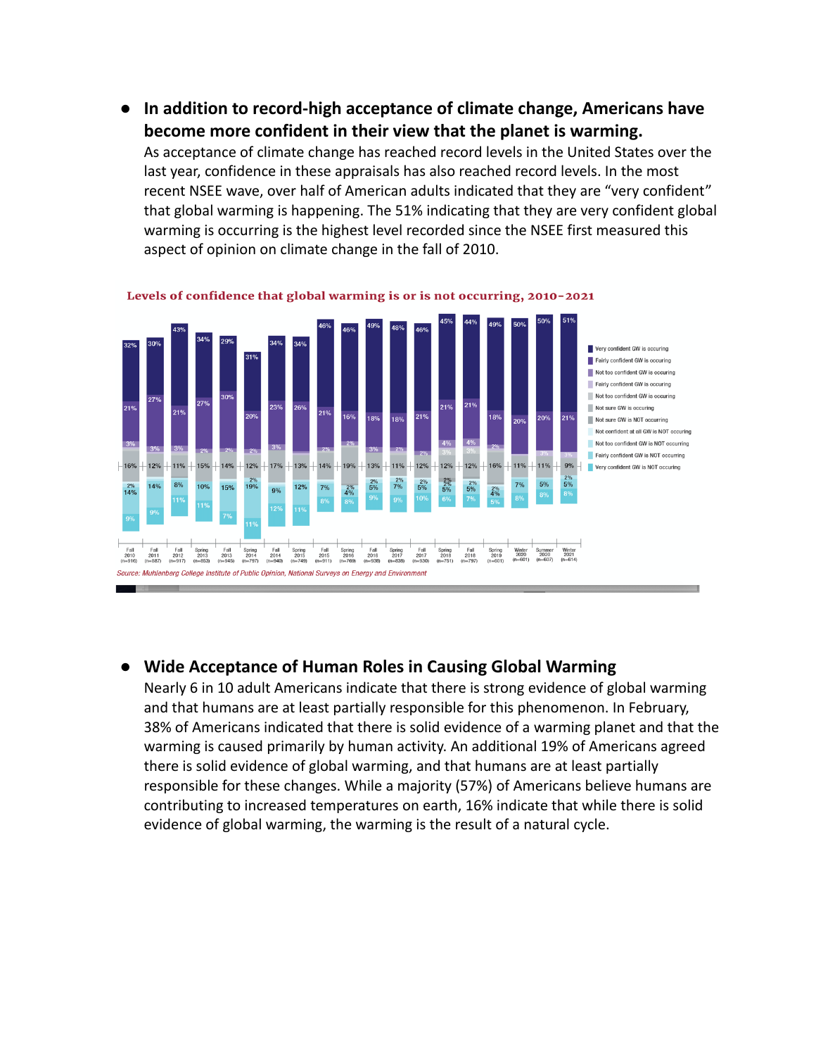- **In addition to record-high acceptance of climate change, Americans have become more confident in their view that the planet is warming.**
  As acceptance of climate change has reached record levels in the United States over the last year, confidence in these appraisals has also reached record levels. In the most recent NSEE wave, over half of American adults indicated that they are "very confident" that global warming is happening. The 51% indicating that they are very confident global warming is occurring is the highest level recorded since the NSEE first measured this aspect of opinion on climate change in the fall of 2010.

**Levels of confidence that global warming is or is not occurring, 2010-2021**

Source: Muhlenberg College Institute of Public Opinion, National Surveys on Energy and Environment

- **Wide Acceptance of Human Roles in Causing Global Warming**
  Nearly 6 in 10 adult Americans indicate that there is strong evidence of global warming and that humans are at least partially responsible for this phenomenon. In February, 38% of Americans indicated that there is solid evidence of a warming planet and that the warming is caused primarily by human activity. An additional 19% of Americans agreed there is solid evidence of global warming, and that humans are at least partially responsible for these changes. While a majority (57%) of Americans believe humans are contributing to increased temperatures on earth, 16% indicate that while there is solid evidence of global warming, the warming is the result of a natural cycle.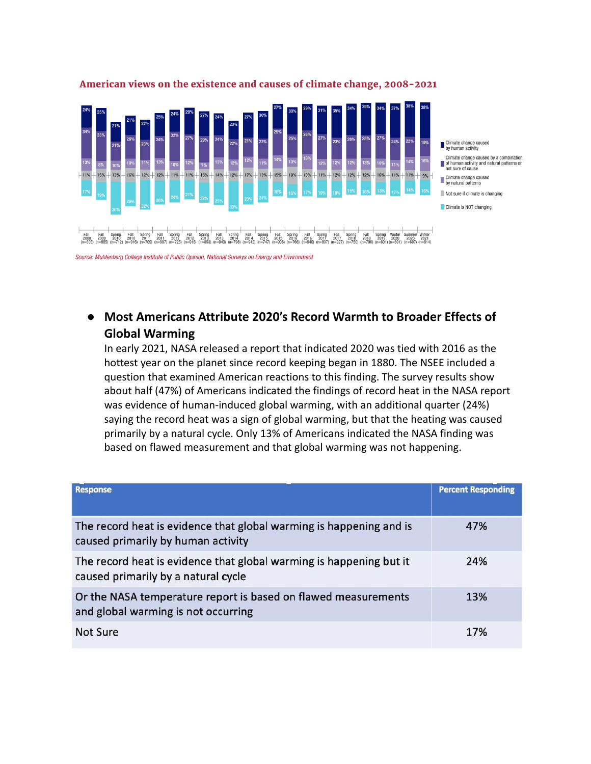**American views on the existence and causes of climate change, 2008-2021**

| Survey | Climate change caused by human activity | Climate change caused by a combination of human activity and natural patterns or not sure of cause | Climate change caused by natural patterns | Not sure if climate is changing | Climate is NOT changing |
|---|---|---|---|---|---|
| Fall 2008 (n=605) | 24% | 34% | 13% | 11% | 17% |
| Fall 2009 (n=885) | 25% | 33% | 8% | 15% | 19% |
| Spring 2010 (n=712) | 21% | 21% | 10% | 13% | 36% |
| Fall 2010 (n=916) | 21% | 26% | 10% | 16% | 26% |
| Spring 2011 (n=709) | 22% | 23% | 11% | 12% | 32% |
| Fall 2011 (n=887) | 25% | 24% | 13% | 12% | 26% |
| Spring 2012 (n=725) | 24% | 32% | 10% | 11% | 24% |
| Fall 2012 (n=918) | 29% | 27% | 12% | 11% | 21% |
| Spring 2013 (n=853) | 27% | 29% | 7% | 15% | 22% |
| Fall 2013 (n=943) | 24% | 24% | 13% | 14% | 25% |
| Spring 2014 (n=798) | 20% | 22% | 12% | 12% | 33% |
| Fall 2014 (n=942) | 27% | 21% | 12% | 17% | 23% |
| Spring 2015 (n=747) | 30% | 22% | 11% | 13% | 24% |
| Fall 2015 (n=908) | 27% | 29% | 14% | 15% | 16% |
| Spring 2016 (n=766) | 30% | 25% | 10% | 19% | 15% |
| Fall 2016 (n=940) | 29% | 26% | 16% | 13% | 17% |
| Spring 2017 (n=837) | 31% | 27% | 12% | 11% | 19% |
| Fall 2017 (n=927) | 35% | 23% | 12% | 12% | 18% |
| Spring 2018 (n=750) | 34% | 26% | 12% | 12% | 15% |
| Fall 2018 (n=796) | 35% | 25% | 13% | 12% | 16% |
| Spring 2019 (n=601) | 34% | 27% | 10% | 16% | 13% |
| Winter 2020 (n=601) | 37% | 24% | 11% | 11% | 17% |
| Summer 2020 (n=607) | 38% | 22% | 14% | 11% | 14% |
| Winter 2021 (n=614) | 38% | 19% | 16% | 9% | 16% |

*Source: Muhlenberg College Institute of Public Opinion, National Surveys on Energy and Environment*

- **Most Americans Attribute 2020's Record Warmth to Broader Effects of Global Warming**
  In early 2021, NASA released a report that indicated 2020 was tied with 2016 as the hottest year on the planet since record keeping began in 1880. The NSEE included a question that examined American reactions to this finding. The survey results show about half (47%) of Americans indicated the findings of record heat in the NASA report was evidence of human-induced global warming, with an additional quarter (24%) saying the record heat was a sign of global warming, but that the heating was caused primarily by a natural cycle. Only 13% of Americans indicated the NASA finding was based on flawed measurement and that global warming was not happening.

| Response | Percent Responding |
|---|---|
| The record heat is evidence that global warming is happening and is caused primarily by human activity | 47% |
| The record heat is evidence that global warming is happening but it caused primarily by a natural cycle | 24% |
| Or the NASA temperature report is based on flawed measurements and global warming is not occurring | 13% |
| Not Sure | 17% |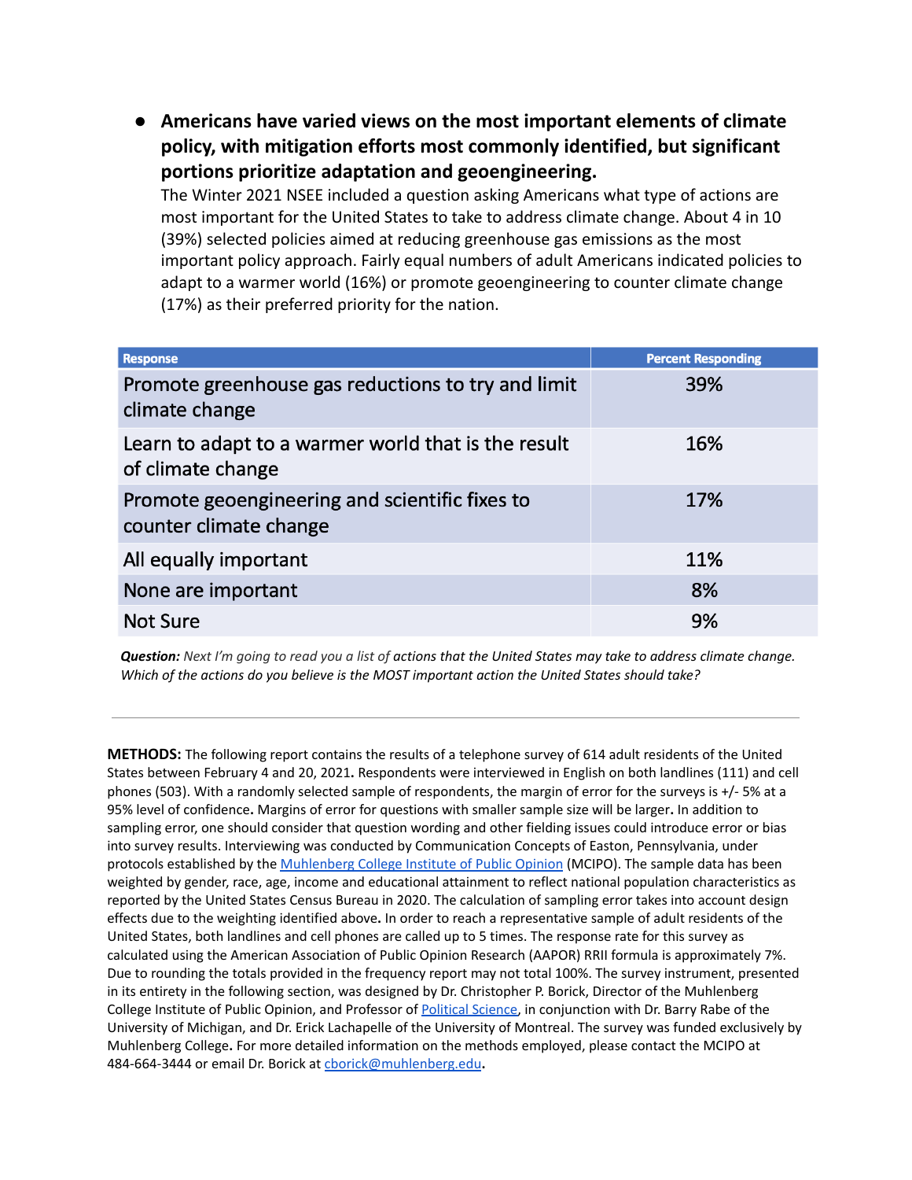- **Americans have varied views on the most important elements of climate policy, with mitigation efforts most commonly identified, but significant portions prioritize adaptation and geoengineering.**
  The Winter 2021 NSEE included a question asking Americans what type of actions are most important for the United States to take to address climate change. About 4 in 10 (39%) selected policies aimed at reducing greenhouse gas emissions as the most important policy approach. Fairly equal numbers of adult Americans indicated policies to adapt to a warmer world (16%) or promote geoengineering to counter climate change (17%) as their preferred priority for the nation.

| Response | Percent Responding |
|---|---|
| Promote greenhouse gas reductions to try and limit climate change | 39% |
| Learn to adapt to a warmer world that is the result of climate change | 16% |
| Promote geoengineering and scientific fixes to counter climate change | 17% |
| All equally important | 11% |
| None are important | 8% |
| Not Sure | 9% |

***Question:*** *Next I'm going to read you a list of actions that the United States may take to address climate change. Which of the actions do you believe is the MOST important action the United States should take?*

---

**METHODS:** The following report contains the results of a telephone survey of 614 adult residents of the United States between February 4 and 20, 2021**.** Respondents were interviewed in English on both landlines (111) and cell phones (503). With a randomly selected sample of respondents, the margin of error for the surveys is +/- 5% at a 95% level of confidence**.** Margins of error for questions with smaller sample size will be larger**.** In addition to sampling error, one should consider that question wording and other fielding issues could introduce error or bias into survey results. Interviewing was conducted by Communication Concepts of Easton, Pennsylvania, under protocols established by the Muhlenberg College Institute of Public Opinion (MCIPO). The sample data has been weighted by gender, race, age, income and educational attainment to reflect national population characteristics as reported by the United States Census Bureau in 2020. The calculation of sampling error takes into account design effects due to the weighting identified above**.** In order to reach a representative sample of adult residents of the United States, both landlines and cell phones are called up to 5 times. The response rate for this survey as calculated using the American Association of Public Opinion Research (AAPOR) RRII formula is approximately 7%. Due to rounding the totals provided in the frequency report may not total 100%. The survey instrument, presented in its entirety in the following section, was designed by Dr. Christopher P. Borick, Director of the Muhlenberg College Institute of Public Opinion, and Professor of Political Science, in conjunction with Dr. Barry Rabe of the University of Michigan, and Dr. Erick Lachapelle of the University of Montreal. The survey was funded exclusively by Muhlenberg College**.** For more detailed information on the methods employed, please contact the MCIPO at 484-664-3444 or email Dr. Borick at cborick@muhlenberg.edu**.**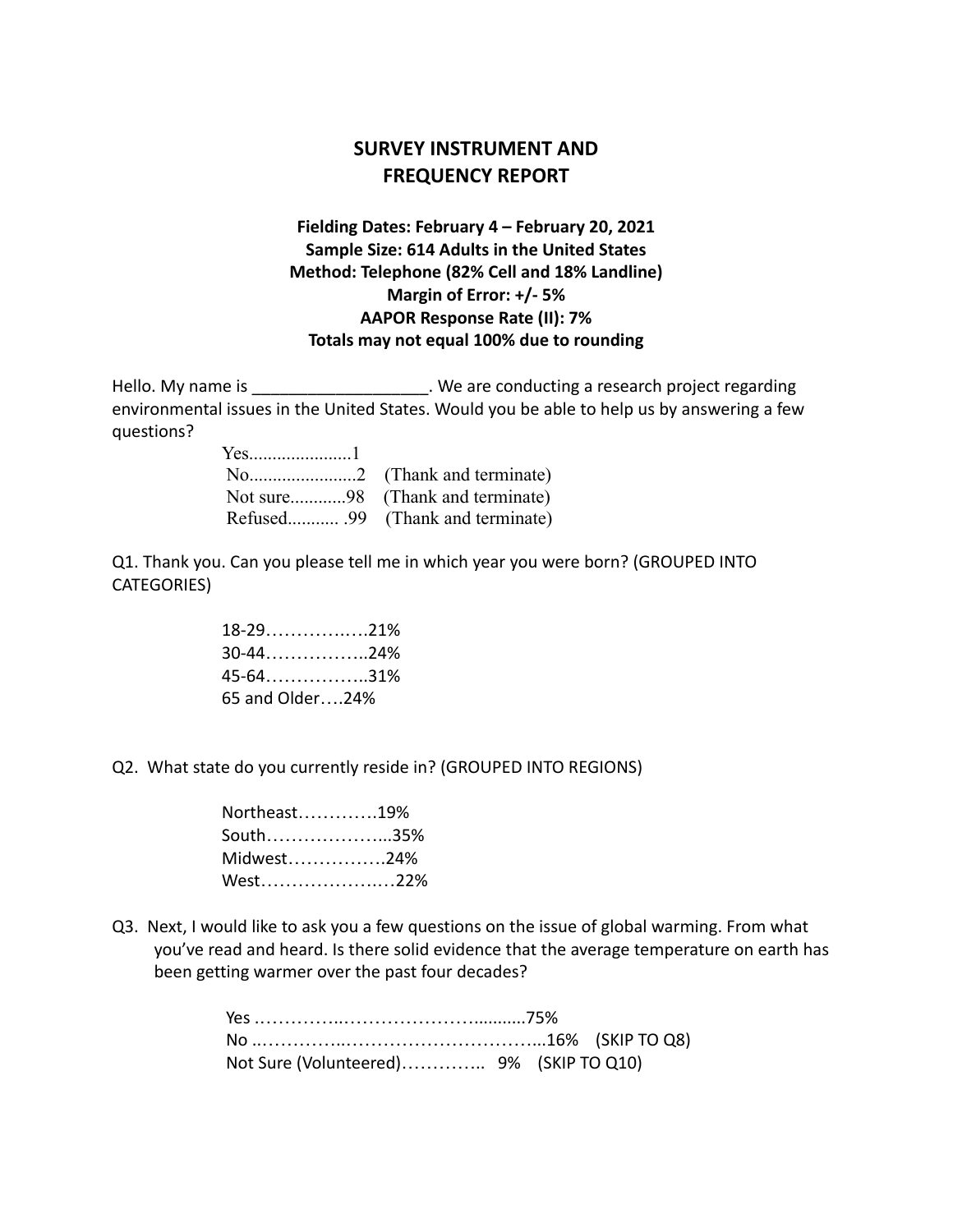## SURVEY INSTRUMENT AND FREQUENCY REPORT

**Fielding Dates: February 4 – February 20, 2021**
**Sample Size: 614 Adults in the United States**
**Method: Telephone (82% Cell and 18% Landline)**
**Margin of Error: +/- 5%**
**AAPOR Response Rate (II): 7%**
**Totals may not equal 100% due to rounding**

Hello. My name is ___________________. We are conducting a research project regarding environmental issues in the United States. Would you be able to help us by answering a few questions?

Yes.....................1
No.......................2 (Thank and terminate)
Not sure............98 (Thank and terminate)
Refused........... .99 (Thank and terminate)

Q1. Thank you. Can you please tell me in which year you were born? (GROUPED INTO CATEGORIES)

18-29……………21%
30-44……………..24%
45-64……………..31%
65 and Older….24%

Q2. What state do you currently reside in? (GROUPED INTO REGIONS)

Northeast………….19%
South………………...35%
Midwest…………….24%
West…………………22%

Q3. Next, I would like to ask you a few questions on the issue of global warming. From what you've read and heard. Is there solid evidence that the average temperature on earth has been getting warmer over the past four decades?

Yes ……………..…………………..........75%
No ..…………..…………………………...16% (SKIP TO Q8)
Not Sure (Volunteered)………….. 9% (SKIP TO Q10)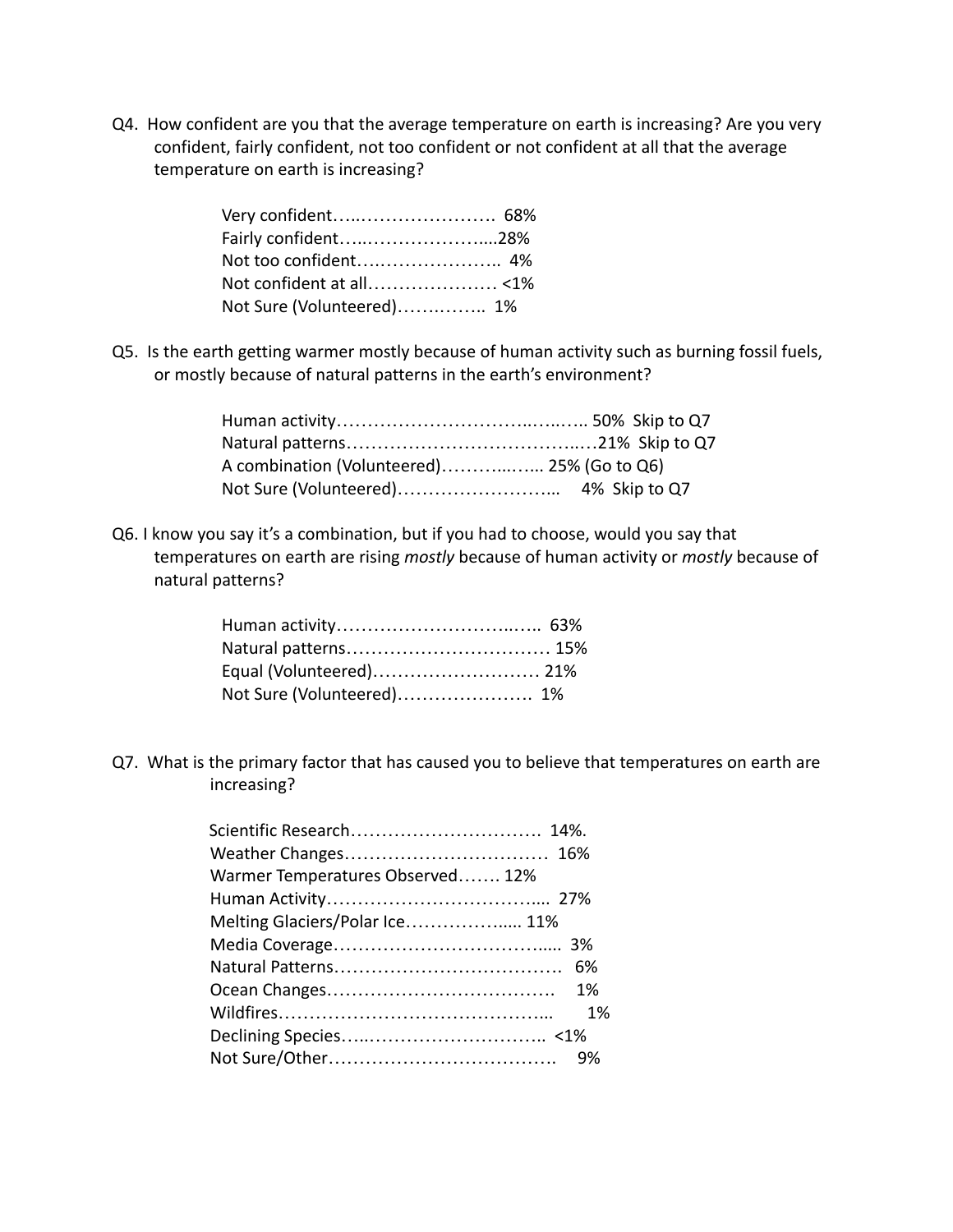Q4. How confident are you that the average temperature on earth is increasing? Are you very confident, fairly confident, not too confident or not confident at all that the average temperature on earth is increasing?

| Response | % |
|---|---|
| Very confident | 68% |
| Fairly confident | 28% |
| Not too confident | 4% |
| Not confident at all | <1% |
| Not Sure (Volunteered) | 1% |

Q5. Is the earth getting warmer mostly because of human activity such as burning fossil fuels, or mostly because of natural patterns in the earth's environment?

| Response | % | |
|---|---|---|
| Human activity | 50% | Skip to Q7 |
| Natural patterns | 21% | Skip to Q7 |
| A combination (Volunteered) | 25% | (Go to Q6) |
| Not Sure (Volunteered) | 4% | Skip to Q7 |

Q6. I know you say it's a combination, but if you had to choose, would you say that temperatures on earth are rising *mostly* because of human activity or *mostly* because of natural patterns?

| Response | % |
|---|---|
| Human activity | 63% |
| Natural patterns | 15% |
| Equal (Volunteered) | 21% |
| Not Sure (Volunteered) | 1% |

Q7. What is the primary factor that has caused you to believe that temperatures on earth are increasing?

| Response | % |
|---|---|
| Scientific Research | 14%. |
| Weather Changes | 16% |
| Warmer Temperatures Observed | 12% |
| Human Activity | 27% |
| Melting Glaciers/Polar Ice | 11% |
| Media Coverage | 3% |
| Natural Patterns | 6% |
| Ocean Changes | 1% |
| Wildfires | 1% |
| Declining Species | <1% |
| Not Sure/Other | 9% |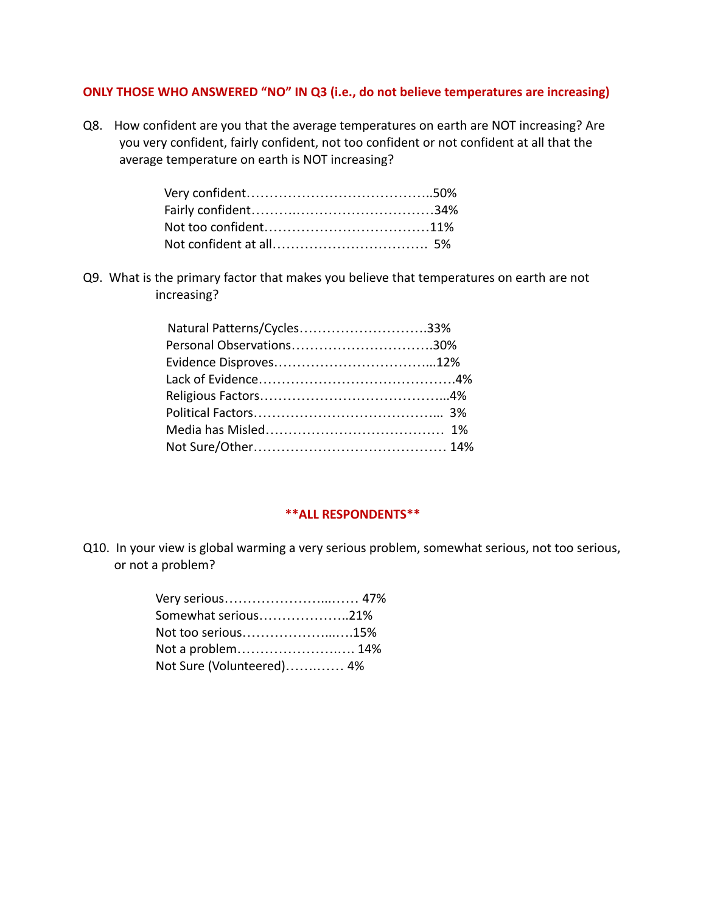**ONLY THOSE WHO ANSWERED "NO" IN Q3 (i.e., do not believe temperatures are increasing)**

Q8. How confident are you that the average temperatures on earth are NOT increasing? Are you very confident, fairly confident, not too confident or not confident at all that the average temperature on earth is NOT increasing?

| | |
|---|---|
| Very confident | 50% |
| Fairly confident | 34% |
| Not too confident | 11% |
| Not confident at all | 5% |

Q9. What is the primary factor that makes you believe that temperatures on earth are not increasing?

| | |
|---|---|
| Natural Patterns/Cycles | 33% |
| Personal Observations | 30% |
| Evidence Disproves | 12% |
| Lack of Evidence | 4% |
| Religious Factors | 4% |
| Political Factors | 3% |
| Media has Misled | 1% |
| Not Sure/Other | 14% |

**\*\*ALL RESPONDENTS\*\***

Q10. In your view is global warming a very serious problem, somewhat serious, not too serious, or not a problem?

| | |
|---|---|
| Very serious | 47% |
| Somewhat serious | 21% |
| Not too serious | 15% |
| Not a problem | 14% |
| Not Sure (Volunteered) | 4% |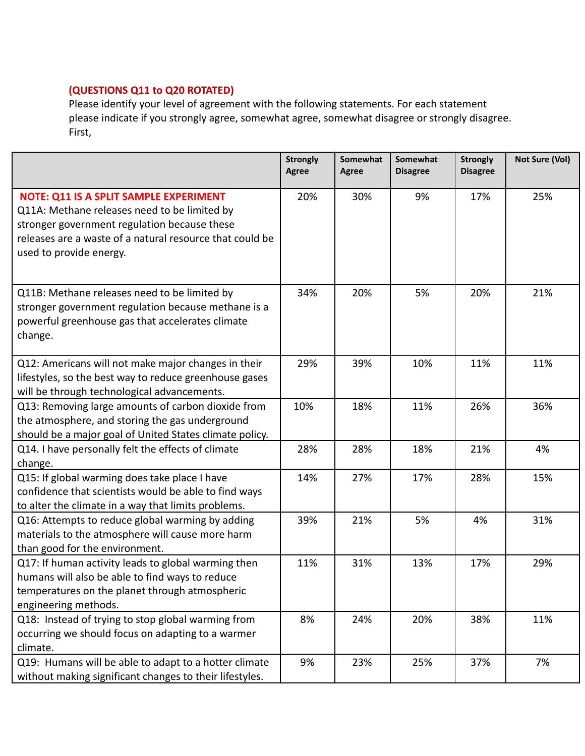**(QUESTIONS Q11 to Q20 ROTATED)**

Please identify your level of agreement with the following statements. For each statement please indicate if you strongly agree, somewhat agree, somewhat disagree or strongly disagree. First,

| | Strongly Agree | Somewhat Agree | Somewhat Disagree | Strongly Disagree | Not Sure (Vol) |
|---|---|---|---|---|---|
| **NOTE: Q11 IS A SPLIT SAMPLE EXPERIMENT** Q11A: Methane releases need to be limited by stronger government regulation because these releases are a waste of a natural resource that could be used to provide energy. | 20% | 30% | 9% | 17% | 25% |
| Q11B: Methane releases need to be limited by stronger government regulation because methane is a powerful greenhouse gas that accelerates climate change. | 34% | 20% | 5% | 20% | 21% |
| Q12: Americans will not make major changes in their lifestyles, so the best way to reduce greenhouse gases will be through technological advancements. | 29% | 39% | 10% | 11% | 11% |
| Q13: Removing large amounts of carbon dioxide from the atmosphere, and storing the gas underground should be a major goal of United States climate policy. | 10% | 18% | 11% | 26% | 36% |
| Q14. I have personally felt the effects of climate change. | 28% | 28% | 18% | 21% | 4% |
| Q15: If global warming does take place I have confidence that scientists would be able to find ways to alter the climate in a way that limits problems. | 14% | 27% | 17% | 28% | 15% |
| Q16: Attempts to reduce global warming by adding materials to the atmosphere will cause more harm than good for the environment. | 39% | 21% | 5% | 4% | 31% |
| Q17: If human activity leads to global warming then humans will also be able to find ways to reduce temperatures on the planet through atmospheric engineering methods. | 11% | 31% | 13% | 17% | 29% |
| Q18: Instead of trying to stop global warming from occurring we should focus on adapting to a warmer climate. | 8% | 24% | 20% | 38% | 11% |
| Q19: Humans will be able to adapt to a hotter climate without making significant changes to their lifestyles. | 9% | 23% | 25% | 37% | 7% |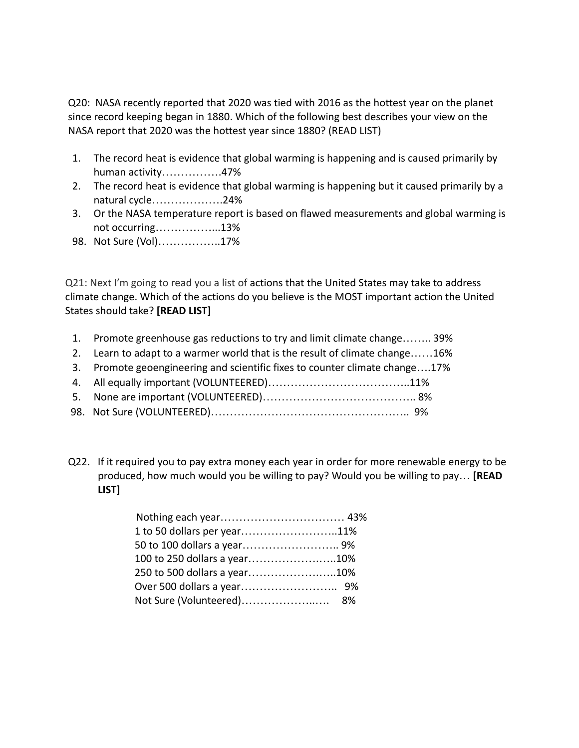Q20: NASA recently reported that 2020 was tied with 2016 as the hottest year on the planet since record keeping began in 1880. Which of the following best describes your view on the NASA report that 2020 was the hottest year since 1880? (READ LIST)

1. The record heat is evidence that global warming is happening and is caused primarily by human activity…………….47%
2. The record heat is evidence that global warming is happening but it caused primarily by a natural cycle……………….24%
3. Or the NASA temperature report is based on flawed measurements and global warming is not occurring……………...13%

98. Not Sure (Vol)……………..17%

Q21: Next I'm going to read you a list of actions that the United States may take to address climate change. Which of the actions do you believe is the MOST important action the United States should take? **[READ LIST]**

1. Promote greenhouse gas reductions to try and limit climate change…….. 39%
2. Learn to adapt to a warmer world that is the result of climate change……16%
3. Promote geoengineering and scientific fixes to counter climate change….17%
4. All equally important (VOLUNTEERED)………………………………..11%
5. None are important (VOLUNTEERED)………………………………….. 8%

98. Not Sure (VOLUNTEERED)…………………………………………….. 9%

Q22. If it required you to pay extra money each year in order for more renewable energy to be produced, how much would you be willing to pay? Would you be willing to pay… **[READ LIST]**

Nothing each year…………………………… 43%
1 to 50 dollars per year……………………..11%
50 to 100 dollars a year…………………….. 9%
100 to 250 dollars a year………………..…..10%
250 to 500 dollars a year………………..…..10%
Over 500 dollars a year……………………..  9%
Not Sure (Volunteered)………………..…   8%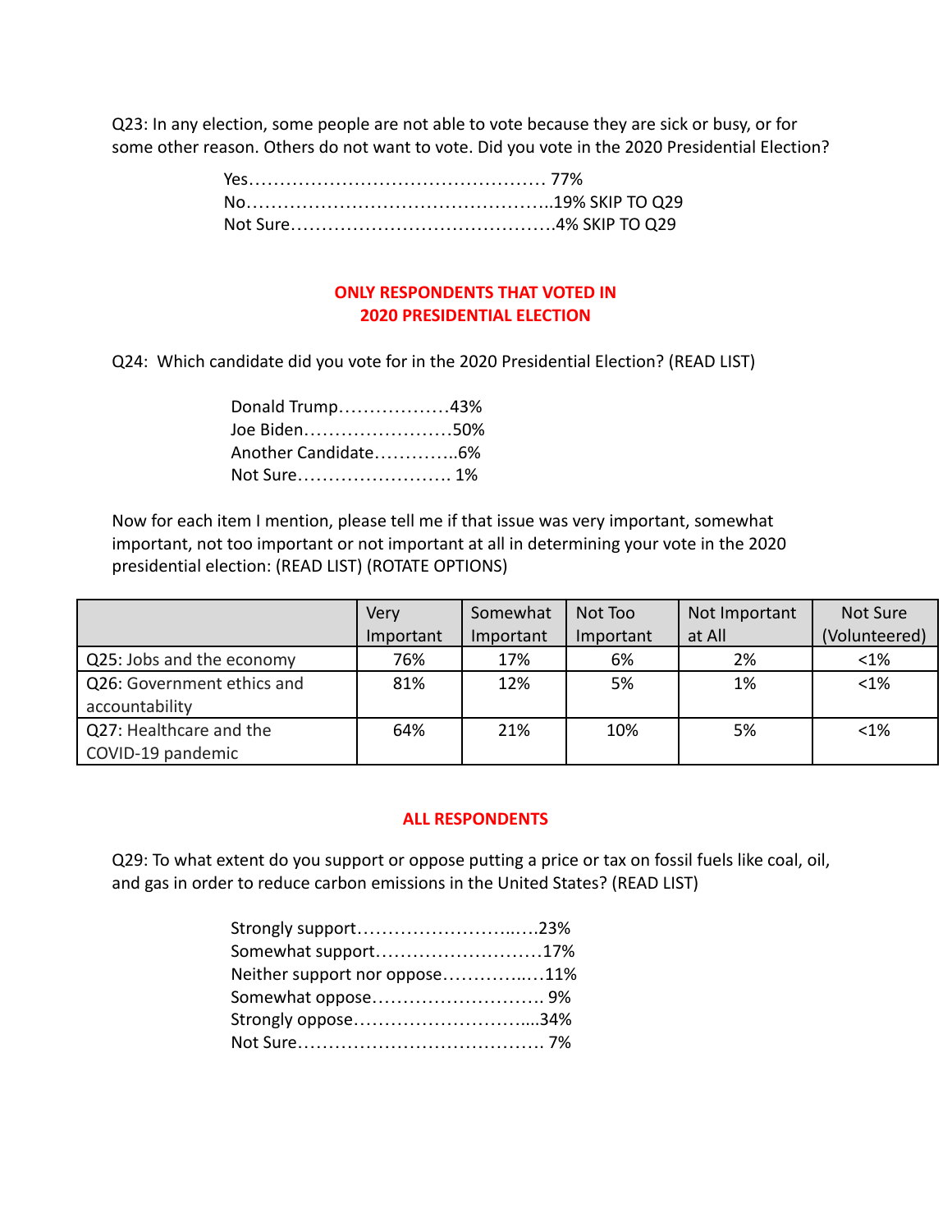Q23: In any election, some people are not able to vote because they are sick or busy, or for some other reason. Others do not want to vote. Did you vote in the 2020 Presidential Election?

- Yes………………………………………… 77%
- No…………………………………………..19% SKIP TO Q29
- Not Sure……………………………………4% SKIP TO Q29

**ONLY RESPONDENTS THAT VOTED IN 2020 PRESIDENTIAL ELECTION**

Q24: Which candidate did you vote for in the 2020 Presidential Election? (READ LIST)

- Donald Trump………………43%
- Joe Biden……………………50%
- Another Candidate…………..6%
- Not Sure……………………. 1%

Now for each item I mention, please tell me if that issue was very important, somewhat important, not too important or not important at all in determining your vote in the 2020 presidential election: (READ LIST) (ROTATE OPTIONS)

| | Very Important | Somewhat Important | Not Too Important | Not Important at All | Not Sure (Volunteered) |
|---|---|---|---|---|---|
| Q25: Jobs and the economy | 76% | 17% | 6% | 2% | <1% |
| Q26: Government ethics and accountability | 81% | 12% | 5% | 1% | <1% |
| Q27: Healthcare and the COVID-19 pandemic | 64% | 21% | 10% | 5% | <1% |

**ALL RESPONDENTS**

Q29: To what extent do you support or oppose putting a price or tax on fossil fuels like coal, oil, and gas in order to reduce carbon emissions in the United States? (READ LIST)

- Strongly support……………………..….23%
- Somewhat support………………………17%
- Neither support nor oppose…………..…11%
- Somewhat oppose………………………. 9%
- Strongly oppose………………………....34%
- Not Sure…………………………………. 7%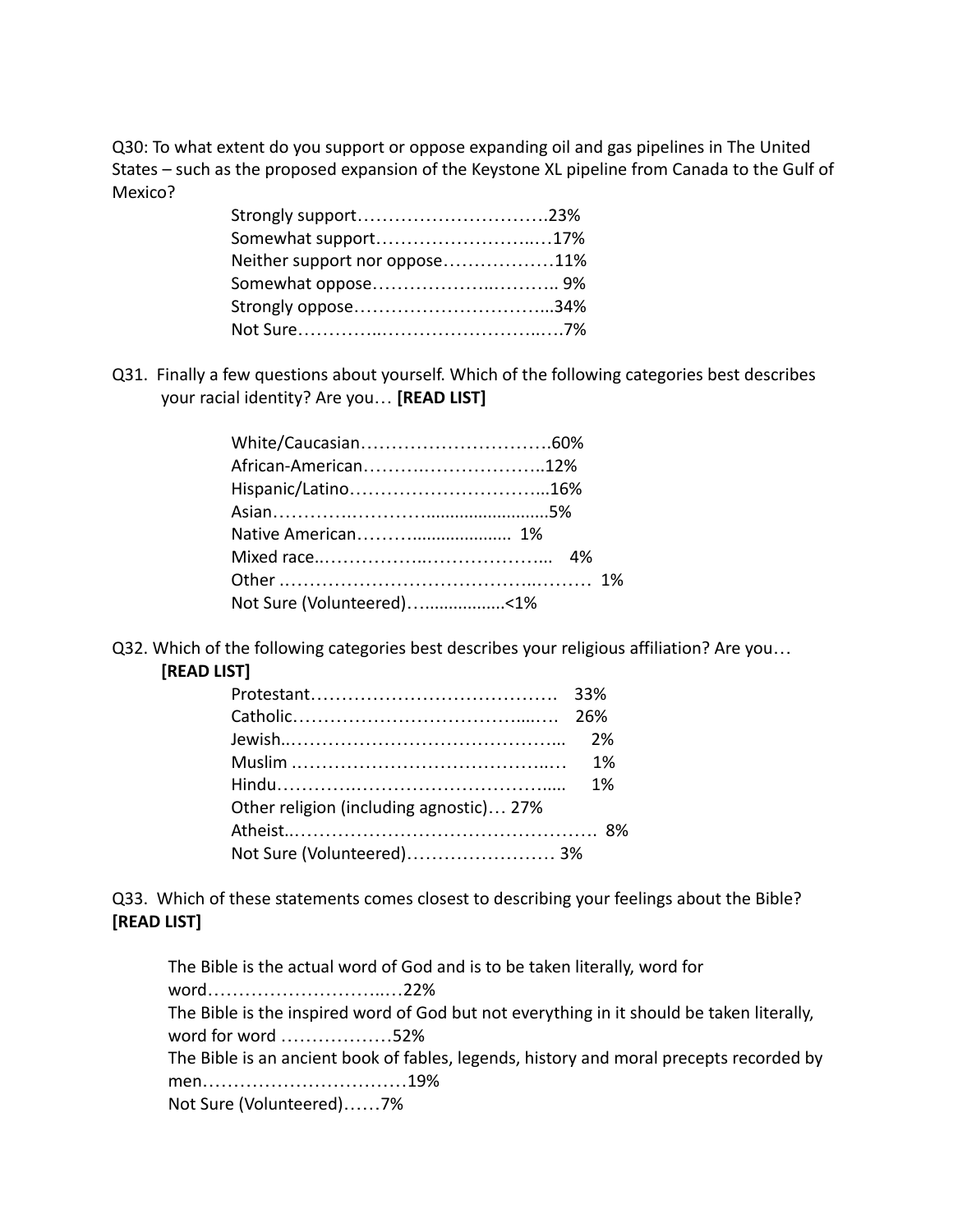Q30: To what extent do you support or oppose expanding oil and gas pipelines in The United States – such as the proposed expansion of the Keystone XL pipeline from Canada to the Gulf of Mexico?

- Strongly support…………………………23%
- Somewhat support………………………17%
- Neither support nor oppose………………11%
- Somewhat oppose……………………… 9%
- Strongly oppose…………………………34%
- Not Sure…………………………………7%

Q31. Finally a few questions about yourself. Which of the following categories best describes your racial identity? Are you… **[READ LIST]**

- White/Caucasian…………………………60%
- African-American…………………………12%
- Hispanic/Latino…………………………16%
- Asian……………………………………5%
- Native American………………… 1%
- Mixed race……………………………… 4%
- Other ………………………………………… 1%
- Not Sure (Volunteered)………………<1%

Q32. Which of the following categories best describes your religious affiliation? Are you… **[READ LIST]**

- Protestant…………………………………. 33%
- Catholic…………………………………… 26%
- Jewish……………………………………… 2%
- Muslim ……………………………………… 1%
- Hindu………………………………………… 1%
- Other religion (including agnostic)… 27%
- Atheist………………………………………… 8%
- Not Sure (Volunteered)…………………… 3%

Q33. Which of these statements comes closest to describing your feelings about the Bible? **[READ LIST]**

The Bible is the actual word of God and is to be taken literally, word for word…………………………22%
The Bible is the inspired word of God but not everything in it should be taken literally, word for word ………………52%
The Bible is an ancient book of fables, legends, history and moral precepts recorded by men……………………………19%
Not Sure (Volunteered)……7%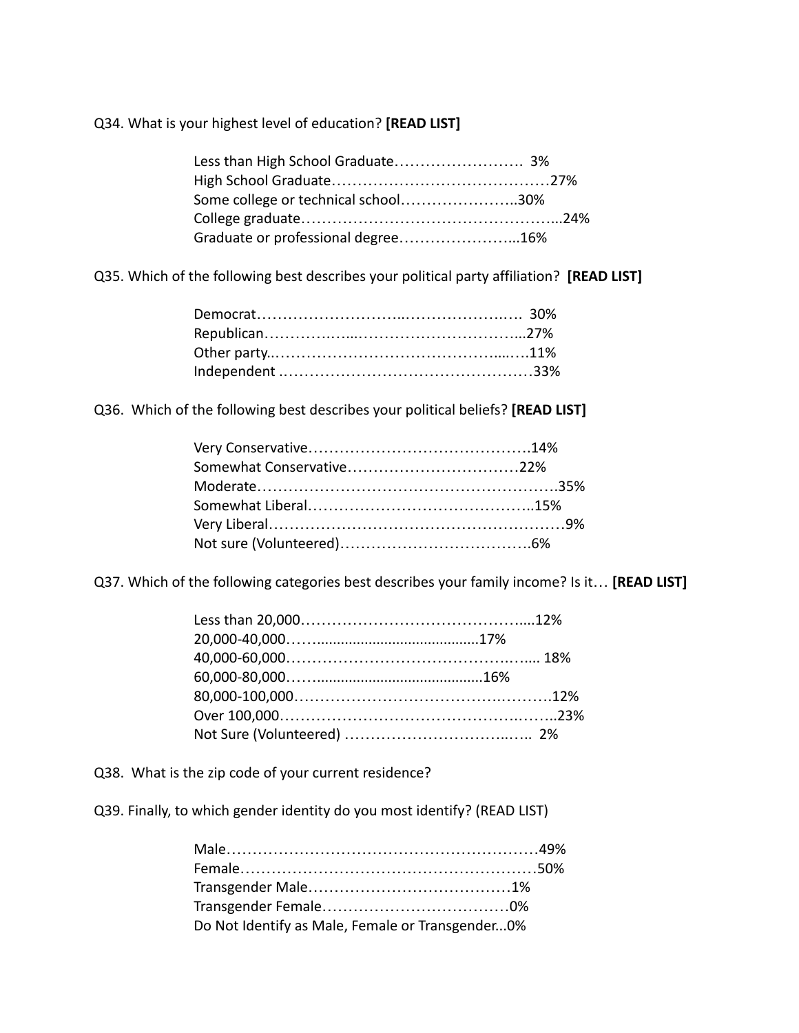Q34. What is your highest level of education? **[READ LIST]**

| | |
|---|---|
| Less than High School Graduate | 3% |
| High School Graduate | 27% |
| Some college or technical school | 30% |
| College graduate | 24% |
| Graduate or professional degree | 16% |

Q35. Which of the following best describes your political party affiliation? **[READ LIST]**

| | |
|---|---|
| Democrat | 30% |
| Republican | 27% |
| Other party | 11% |
| Independent | 33% |

Q36. Which of the following best describes your political beliefs? **[READ LIST]**

| | |
|---|---|
| Very Conservative | 14% |
| Somewhat Conservative | 22% |
| Moderate | 35% |
| Somewhat Liberal | 15% |
| Very Liberal | 9% |
| Not sure (Volunteered) | 6% |

Q37. Which of the following categories best describes your family income? Is it… **[READ LIST]**

| | |
|---|---|
| Less than 20,000 | 12% |
| 20,000-40,000 | 17% |
| 40,000-60,000 | 18% |
| 60,000-80,000 | 16% |
| 80,000-100,000 | 12% |
| Over 100,000 | 23% |
| Not Sure (Volunteered) | 2% |

Q38. What is the zip code of your current residence?

Q39. Finally, to which gender identity do you most identify? (READ LIST)

| | |
|---|---|
| Male | 49% |
| Female | 50% |
| Transgender Male | 1% |
| Transgender Female | 0% |
| Do Not Identify as Male, Female or Transgender | 0% |